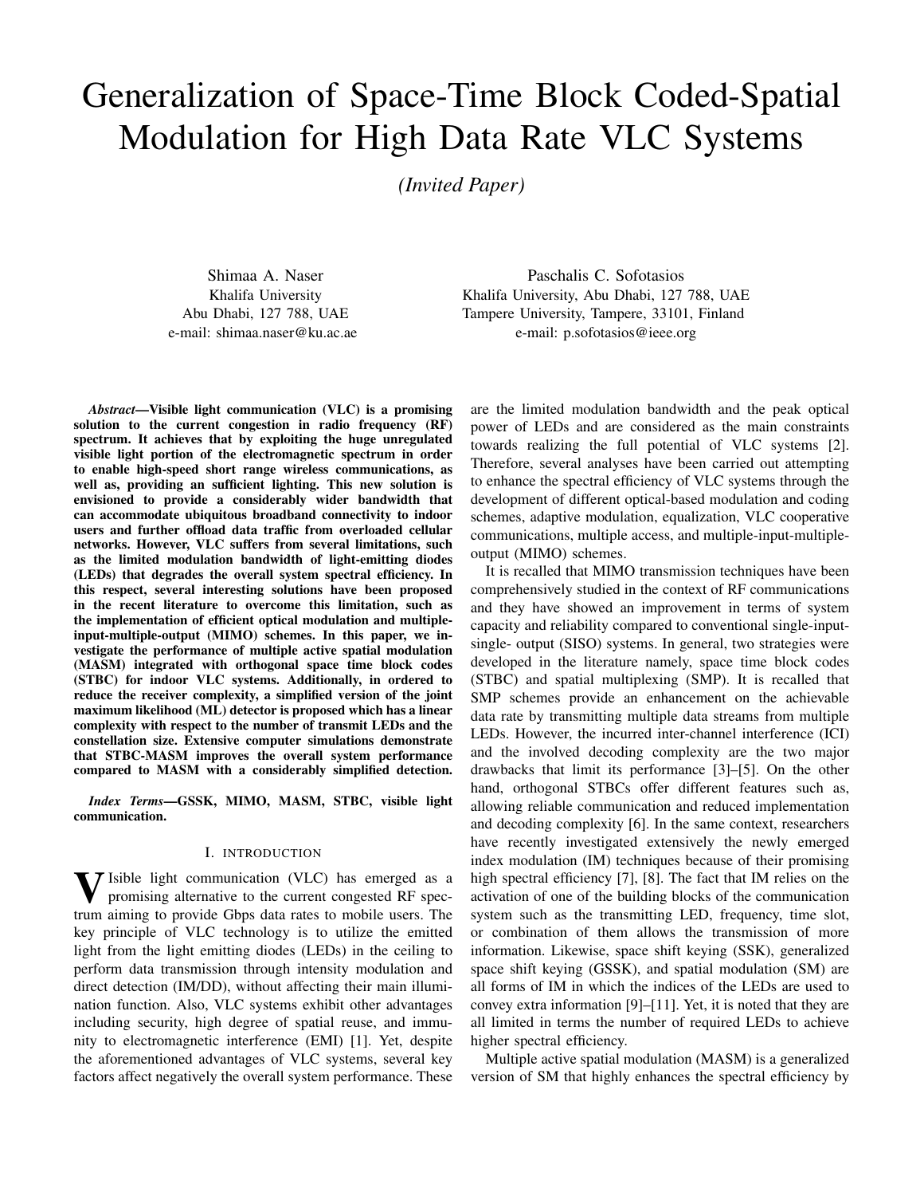# Generalization of Space-Time Block Coded-Spatial Modulation for High Data Rate VLC Systems

*(Invited Paper)*

Shimaa A. Naser
Khalifa University
Abu Dhabi, 127 788, UAE
e-mail: shimaa.naser@ku.ac.ae

Paschalis C. Sofotasios
Khalifa University, Abu Dhabi, 127 788, UAE
Tampere University, Tampere, 33101, Finland
e-mail: p.sofotasios@ieee.org

***Abstract*—Visible light communication (VLC) is a promising solution to the current congestion in radio frequency (RF) spectrum. It achieves that by exploiting the huge unregulated visible light portion of the electromagnetic spectrum in order to enable high-speed short range wireless communications, as well as, providing an sufficient lighting. This new solution is envisioned to provide a considerably wider bandwidth that can accommodate ubiquitous broadband connectivity to indoor users and further offload data traffic from overloaded cellular networks. However, VLC suffers from several limitations, such as the limited modulation bandwidth of light-emitting diodes (LEDs) that degrades the overall system spectral efficiency. In this respect, several interesting solutions have been proposed in the recent literature to overcome this limitation, such as the implementation of efficient optical modulation and multiple-input-multiple-output (MIMO) schemes. In this paper, we investigate the performance of multiple active spatial modulation (MASM) integrated with orthogonal space time block codes (STBC) for indoor VLC systems. Additionally, in ordered to reduce the receiver complexity, a simplified version of the joint maximum likelihood (ML) detector is proposed which has a linear complexity with respect to the number of transmit LEDs and the constellation size. Extensive computer simulations demonstrate that STBC-MASM improves the overall system performance compared to MASM with a considerably simplified detection.**

***Index Terms*—GSSK, MIMO, MASM, STBC, visible light communication.**

## I. INTRODUCTION

Visible light communication (VLC) has emerged as a promising alternative to the current congested RF spectrum aiming to provide Gbps data rates to mobile users. The key principle of VLC technology is to utilize the emitted light from the light emitting diodes (LEDs) in the ceiling to perform data transmission through intensity modulation and direct detection (IM/DD), without affecting their main illumination function. Also, VLC systems exhibit other advantages including security, high degree of spatial reuse, and immunity to electromagnetic interference (EMI) [1]. Yet, despite the aforementioned advantages of VLC systems, several key factors affect negatively the overall system performance. These are the limited modulation bandwidth and the peak optical power of LEDs and are considered as the main constraints towards realizing the full potential of VLC systems [2]. Therefore, several analyses have been carried out attempting to enhance the spectral efficiency of VLC systems through the development of different optical-based modulation and coding schemes, adaptive modulation, equalization, VLC cooperative communications, multiple access, and multiple-input-multiple-output (MIMO) schemes.

It is recalled that MIMO transmission techniques have been comprehensively studied in the context of RF communications and they have showed an improvement in terms of system capacity and reliability compared to conventional single-input-single- output (SISO) systems. In general, two strategies were developed in the literature namely, space time block codes (STBC) and spatial multiplexing (SMP). It is recalled that SMP schemes provide an enhancement on the achievable data rate by transmitting multiple data streams from multiple LEDs. However, the incurred inter-channel interference (ICI) and the involved decoding complexity are the two major drawbacks that limit its performance [3]–[5]. On the other hand, orthogonal STBCs offer different features such as, allowing reliable communication and reduced implementation and decoding complexity [6]. In the same context, researchers have recently investigated extensively the newly emerged index modulation (IM) techniques because of their promising high spectral efficiency [7], [8]. The fact that IM relies on the activation of one of the building blocks of the communication system such as the transmitting LED, frequency, time slot, or combination of them allows the transmission of more information. Likewise, space shift keying (SSK), generalized space shift keying (GSSK), and spatial modulation (SM) are all forms of IM in which the indices of the LEDs are used to convey extra information [9]–[11]. Yet, it is noted that they are all limited in terms the number of required LEDs to achieve higher spectral efficiency.

Multiple active spatial modulation (MASM) is a generalized version of SM that highly enhances the spectral efficiency by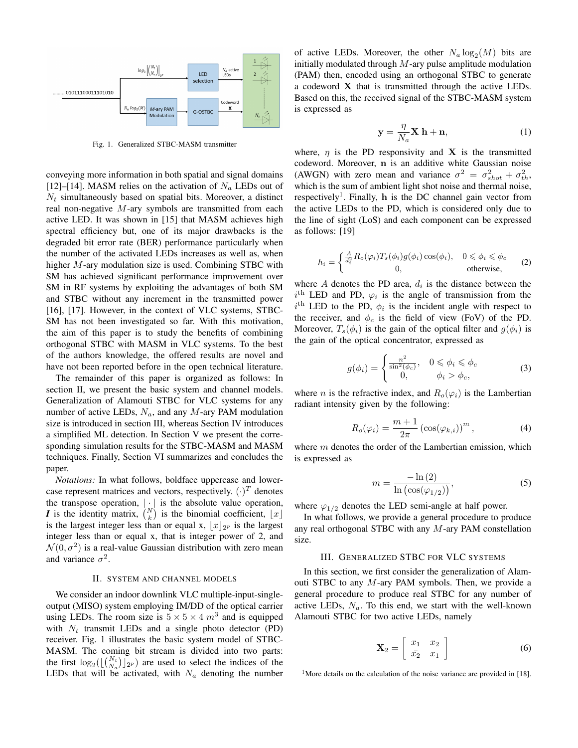Fig. 1. Generalized STBC-MASM transmitter

conveying more information in both spatial and signal domains [12]–[14]. MASM relies on the activation of $N_a$ LEDs out of $N_t$ simultaneously based on spatial bits. Moreover, a distinct real non-negative $M$-ary symbols are transmitted from each active LED. It was shown in [15] that MASM achieves high spectral efficiency but, one of its major drawbacks is the degraded bit error rate (BER) performance particularly when the number of the activated LEDs increases as well as, when higher $M$-ary modulation size is used. Combining STBC with SM has achieved significant performance improvement over SM in RF systems by exploiting the advantages of both SM and STBC without any increment in the transmitted power [16], [17]. However, in the context of VLC systems, STBC-SM has not been investigated so far. With this motivation, the aim of this paper is to study the benefits of combining orthogonal STBC with MASM in VLC systems. To the best of the authors knowledge, the offered results are novel and have not been reported before in the open technical literature.

The remainder of this paper is organized as follows: In section II, we present the basic system and channel models. Generalization of Alamouti STBC for VLC systems for any number of active LEDs, $N_a$, and any $M$-ary PAM modulation size is introduced in section III, whereas Section IV introduces a simplified ML detection. In Section V we present the corresponding simulation results for the STBC-MASM and MASM techniques. Finally, Section VI summarizes and concludes the paper.

*Notations:* In what follows, boldface uppercase and lowercase represent matrices and vectors, respectively. $(\cdot)^T$ denotes the transpose operation, $|\cdot|$ is the absolute value operation, $\boldsymbol{I}$ is the identity matrix, $\binom{N}{k}$ is the binomial coefficient, $\lfloor x \rfloor$ is the largest integer less than or equal x, $\lfloor x \rfloor_{2^p}$ is the largest integer less than or equal x, that is integer power of 2, and $\mathcal{N}(0, \sigma^2)$ is a real-value Gaussian distribution with zero mean and variance $\sigma^2$.

## II. System and Channel Models

We consider an indoor downlink VLC multiple-input-single-output (MISO) system employing IM/DD of the optical carrier using LEDs. The room size is $5 \times 5 \times 4\ m^3$ and is equipped with $N_t$ transmit LEDs and a single photo detector (PD) receiver. Fig. 1 illustrates the basic system model of STBC-MASM. The coming bit stream is divided into two parts: the first $\log_2(\lfloor \binom{N_t}{N_a} \rfloor_{2^p})$ are used to select the indices of the LEDs that will be activated, with $N_a$ denoting the number of active LEDs. Moreover, the other $N_a \log_2(M)$ bits are initially modulated through $M$-ary pulse amplitude modulation (PAM) then, encoded using an orthogonal STBC to generate a codeword $\mathbf{X}$ that is transmitted through the active LEDs. Based on this, the received signal of the STBC-MASM system is expressed as

$$\mathbf{y} = \frac{\eta}{N_a} \mathbf{X}\ \mathbf{h} + \mathbf{n}, \tag{1}$$

where, $\eta$ is the PD responsivity and $\mathbf{X}$ is the transmitted codeword. Moreover, $\mathbf{n}$ is an additive white Gaussian noise (AWGN) with zero mean and variance $\sigma^2 = \sigma^2_{shot} + \sigma^2_{th}$, which is the sum of ambient light shot noise and thermal noise, respectively[1]. Finally, $\mathbf{h}$ is the DC channel gain vector from the active LEDs to the PD, which is considered only due to the line of sight (LoS) and each component can be expressed as follows: [19]

$$h_i = \begin{cases} \frac{A}{d_i^2} R_o(\varphi_i) T_s(\phi_i) g(\phi_i) \cos(\phi_i), & 0 \leqslant \phi_i \leqslant \phi_c \\ 0, & \text{otherwise}, \end{cases} \tag{2}$$

where $A$ denotes the PD area, $d_i$ is the distance between the $i^{\text{th}}$ LED and PD, $\varphi_i$ is the angle of transmission from the $i^{\text{th}}$ LED to the PD, $\phi_i$ is the incident angle with respect to the receiver, and $\phi_c$ is the field of view (FoV) of the PD. Moreover, $T_s(\phi_i)$ is the gain of the optical filter and $g(\phi_i)$ is the gain of the optical concentrator, expressed as

$$g(\phi_i) = \begin{cases} \frac{n^2}{\sin^2(\phi_c)}, & 0 \leqslant \phi_i \leqslant \phi_c \\ 0, & \phi_i > \phi_c, \end{cases} \tag{3}$$

where $n$ is the refractive index, and $R_o(\varphi_i)$ is the Lambertian radiant intensity given by the following:

$$R_o(\varphi_i) = \frac{m+1}{2\pi} \left(\cos(\varphi_{k,i})\right)^m, \tag{4}$$

where $m$ denotes the order of the Lambertian emission, which is expressed as

$$m = \frac{-\ln(2)}{\ln\left(\cos(\varphi_{1/2})\right)}, \tag{5}$$

where $\varphi_{1/2}$ denotes the LED semi-angle at half power.

In what follows, we provide a general procedure to produce any real orthogonal STBC with any $M$-ary PAM constellation size.

## III. Generalized STBC for VLC Systems

In this section, we first consider the generalization of Alamouti STBC to any $M$-ary PAM symbols. Then, we provide a general procedure to produce real STBC for any number of active LEDs, $N_a$. To this end, we start with the well-known Alamouti STBC for two active LEDs, namely

$$\mathbf{X}_2 = \begin{bmatrix} x_1 & x_2 \\ \bar{x_2} & x_1 \end{bmatrix} \tag{6}$$

[1] More details on the calculation of the noise variance are provided in [18].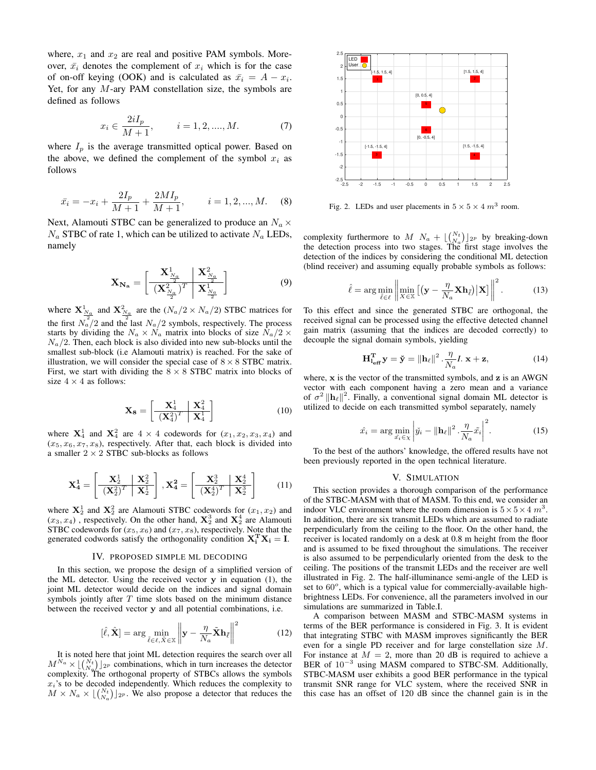where, $x_1$ and $x_2$ are real and positive PAM symbols. Moreover, $\bar{x}_i$ denotes the complement of $x_i$ which is for the case of on-off keying (OOK) and is calculated as $\bar{x}_i = A - x_i$. Yet, for any $M$-ary PAM constellation size, the symbols are defined as follows

$$x_i \in \frac{2iI_p}{M+1}, \qquad i = 1, 2, ...., M. \tag{7}$$

where $I_p$ is the average transmitted optical power. Based on the above, we defined the complement of the symbol $x_i$ as follows

$$\bar{x}_i = -x_i + \frac{2I_p}{M+1} + \frac{2MI_p}{M+1}, \qquad i = 1, 2, ..., M. \tag{8}$$

Next, Alamouti STBC can be generalized to produce an $N_a \times N_a$ STBC of rate 1, which can be utilized to activate $N_a$ LEDs, namely

$$\mathbf{X_{N_a}} = \left[ \begin{array}{c|c} \mathbf{X}^1_{\frac{N_a}{2}} & \mathbf{X}^2_{\frac{N_a}{2}} \\ \hline (\mathbf{X}^2_{\frac{N_a}{2}})^T & \mathbf{X}^1_{\frac{N_a}{2}} \end{array} \right] \tag{9}$$

where $\mathbf{X}^1_{\frac{N_a}{2}}$ and $\mathbf{X}^2_{\frac{N_a}{2}}$ are the $(N_a/2 \times N_a/2)$ STBC matrices for the first $N_a/2$ and the last $N_a/2$ symbols, respectively. The process starts by dividing the $N_a \times N_a$ matrix into blocks of size $N_a/2 \times N_a/2$. Then, each block is also divided into new sub-blocks until the smallest sub-block (i.e Alamouti matrix) is reached. For the sake of illustration, we will consider the special case of $8 \times 8$ STBC matrix. First, we start with dividing the $8 \times 8$ STBC matrix into blocks of size $4 \times 4$ as follows:

$$\mathbf{X_8} = \left[ \begin{array}{c|c} \mathbf{X}^1_4 & \mathbf{X}^2_4 \\ \hline (\mathbf{X}^2_4)^T & \mathbf{X}^1_4 \end{array} \right] \tag{10}$$

where $\mathbf{X}^1_4$ and $\mathbf{X}^2_4$ are $4 \times 4$ codewords for $(x_1, x_2, x_3, x_4)$ and $(x_5, x_6, x_7, x_8)$, respectively. After that, each block is divided into a smaller $2 \times 2$ STBC sub-blocks as follows

$$\mathbf{X^1_4} = \left[ \begin{array}{c|c} \mathbf{X}^1_2 & \mathbf{X}^2_2 \\ \hline (\mathbf{X}^2_2)^T & \mathbf{X}^1_2 \end{array} \right], \mathbf{X^2_4} = \left[ \begin{array}{c|c} \mathbf{X}^3_2 & \mathbf{X}^4_2 \\ \hline (\mathbf{X}^4_2)^T & \mathbf{X}^3_2 \end{array} \right] \tag{11}$$

where $\mathbf{X}^1_2$ and $\mathbf{X}^2_2$ are Alamouti STBC codewords for $(x_1, x_2)$ and $(x_3, x_4)$ , respectively. On the other hand, $\mathbf{X}^3_2$ and $\mathbf{X}^4_2$ are Alamouti STBC codewords for $(x_5, x_6)$ and $(x_7, x_8)$, respectively. Note that the generated codwords satisfy the orthogonality condition $\mathbf{X_i^T X_i} = \mathbf{I}$.

## IV. Proposed Simple ML Decoding

In this section, we propose the design of a simplified version of the ML detector. Using the received vector $\mathbf{y}$ in equation (1), the joint ML detector would decide on the indices and signal domain symbols jointly after $T$ time slots based on the minimum distance between the received vector $\mathbf{y}$ and all potential combinations, i.e.

$$[\hat{\ell}, \hat{\mathbf{X}}] = \arg \min_{\tilde{\ell} \in \ell, \tilde{X} \in \mathbb{X}} \left\| \mathbf{y} - \frac{\eta}{N_a} \tilde{\mathbf{X}} \mathbf{h}_{\tilde{\ell}} \right\|^2 \tag{12}$$

It is noted here that joint ML detection requires the search over all $M^{N_a} \times \lfloor \binom{N_t}{N_a} \rfloor_{2^p}$ combinations, which in turn increases the detector complexity. The orthogonal property of STBCs allows the symbols $x_i$'s to be decoded independently. Which reduces the complexity to $M \times N_a \times \lfloor \binom{N_t}{N_a} \rfloor_{2^p}$. We also propose a detector that reduces the complexity furthermore to $M \ N_a + \lfloor \binom{N_t}{N_a} \rfloor_{2^p}$ by breaking-down the detection process into two stages. The first stage involves the detection of the indices by considering the conditional ML detection (blind receiver) and assuming equally probable symbols as follows:

$$\hat{\ell} = \arg \min_{\tilde{\ell} \in \ell} \left\| \min_{X \in \mathbb{X}} \left[ (\mathbf{y} - \frac{\eta}{N_a} \mathbf{X} \mathbf{h}_{\tilde{\ell}}) \middle| \mathbf{X} \right] \right\|^2. \tag{13}$$

To this effect and since the generated STBC are orthogonal, the received signal can be processed using the effective detected channel gain matrix (assuming that the indices are decoded correctly) to decouple the signal domain symbols, yielding

$$\mathbf{H^T_{l_{eff}} y} = \check{\mathbf{y}} = \|\mathbf{h}_\ell\|^2 . \frac{\eta}{N_a} I. \ \mathbf{x} + \mathbf{z}, \tag{14}$$

where, $\mathbf{x}$ is the vector of the transmitted symbols, and $\mathbf{z}$ is an AWGN vector with each component having a zero mean and a variance of $\sigma^2 \|\mathbf{h}_\ell\|^2$. Finally, a conventional signal domain ML detector is utilized to decide on each transmitted symbol separately, namely

$$\hat{x_i} = \arg \min_{\tilde{x_i} \in \chi} \left| \check{y_i} - \|\mathbf{h}_\ell\|^2 . \frac{\eta}{N_a} \tilde{x_i} \right|^2. \tag{15}$$

To the best of the authors' knowledge, the offered results have not been previously reported in the open technical literature.

## V. Simulation

This section provides a thorough comparison of the performance of the STBC-MASM with that of MASM. To this end, we consider an indoor VLC environment where the room dimension is $5 \times 5 \times 4 \ m^3$. In addition, there are six transmit LEDs which are assumed to radiate perpendicularly from the ceiling to the floor. On the other hand, the receiver is located randomly on a desk at 0.8 m height from the floor and is assumed to be fixed throughout the simulations. The receiver is also assumed to be perpendicularly oriented from the desk to the ceiling. The positions of the transmit LEDs and the receiver are well illustrated in Fig. 2. The half-illuminance semi-angle of the LED is set to $60^o$, which is a typical value for commercially-available high-brightness LEDs. For convenience, all the parameters involved in our simulations are summarized in Table.I.

Fig. 2. LEDs and user placements in $5 \times 5 \times 4 \ m^3$ room.

A comparison between MASM and STBC-MASM systems in terms of the BER performance is considered in Fig. 3. It is evident that integrating STBC with MASM improves significantly the BER even for a single PD receiver and for large constellation size $M$. For instance at $M = 2$, more than 20 dB is required to achieve a BER of $10^{-3}$ using MASM compared to STBC-SM. Additionally, STBC-MASM user exhibits a good BER performance in the typical transmit SNR range for VLC system, where the received SNR in this case has an offset of 120 dB since the channel gain is in the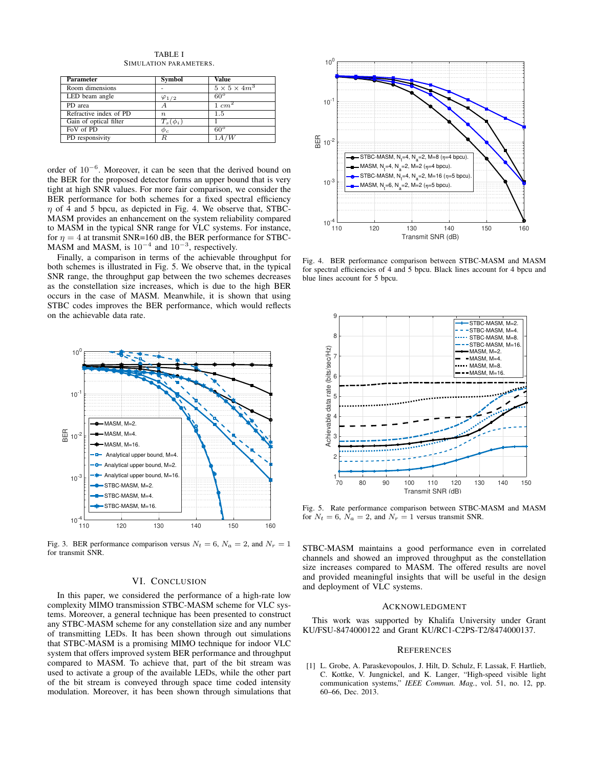TABLE I
SIMULATION PARAMETERS.

| Parameter | Symbol | Value |
|---|---|---|
| Room dimensions | - | $5 \times 5 \times 4m^3$ |
| LED beam angle | $\varphi_{1/2}$ | $60^o$ |
| PD area | $A$ | $1\ cm^2$ |
| Refractive index of PD | $n$ | 1.5 |
| Gain of optical filter | $T_s(\phi_i)$ | 1 |
| FoV of PD | $\phi_c$ | $60^o$ |
| PD responsivity | $R$ | $1A/W$ |

order of $10^{-6}$. Moreover, it can be seen that the derived bound on the BER for the proposed detector forms an upper bound that is very tight at high SNR values. For more fair comparison, we consider the BER performance for both schemes for a fixed spectral efficiency $\eta$ of 4 and 5 bpcu, as depicted in Fig. 4. We observe that, STBC-MASM provides an enhancement on the system reliability compared to MASM in the typical SNR range for VLC systems. For instance, for $\eta = 4$ at transmit SNR=160 dB, the BER performance for STBC-MASM and MASM, is $10^{-4}$ and $10^{-3}$, respectively.

Finally, a comparison in terms of the achievable throughput for both schemes is illustrated in Fig. 5. We observe that, in the typical SNR range, the throughput gap between the two schemes decreases as the constellation size increases, which is due to the high BER occurs in the case of MASM. Meanwhile, it is shown that using STBC codes improves the BER performance, which would reflects on the achievable data rate.

Fig. 3. BER performance comparison versus $N_t = 6$, $N_a = 2$, and $N_r = 1$ for transmit SNR.

## VI. Conclusion

In this paper, we considered the performance of a high-rate low complexity MIMO transmission STBC-MASM scheme for VLC systems. Moreover, a general technique has been presented to construct any STBC-MASM scheme for any constellation size and any number of transmitting LEDs. It has been shown through out simulations that STBC-MASM is a promising MIMO technique for indoor VLC system that offers improved system BER performance and throughput compared to MASM. To achieve that, part of the bit stream was used to activate a group of the available LEDs, while the other part of the bit stream is conveyed through space time coded intensity modulation. Moreover, it has been shown through simulations that STBC-MASM maintains a good performance even in correlated channels and showed an improved throughput as the constellation size increases compared to MASM. The offered results are novel and provided meaningful insights that will be useful in the design and deployment of VLC systems.

Fig. 4. BER performance comparison between STBC-MASM and MASM for spectral efficiencies of 4 and 5 bpcu. Black lines account for 4 bpcu and blue lines account for 5 bpcu.

Fig. 5. Rate performance comparison between STBC-MASM and MASM for $N_t = 6$, $N_a = 2$, and $N_r = 1$ versus transmit SNR.

## Acknowledgment

This work was supported by Khalifa University under Grant KU/FSU-8474000122 and Grant KU/RC1-C2PS-T2/8474000137.

## References

[1] L. Grobe, A. Paraskevopoulos, J. Hilt, D. Schulz, F. Lassak, F. Hartlieb, C. Kottke, V. Jungnickel, and K. Langer, "High-speed visible light communication systems," *IEEE Commun. Mag.*, vol. 51, no. 12, pp. 60–66, Dec. 2013.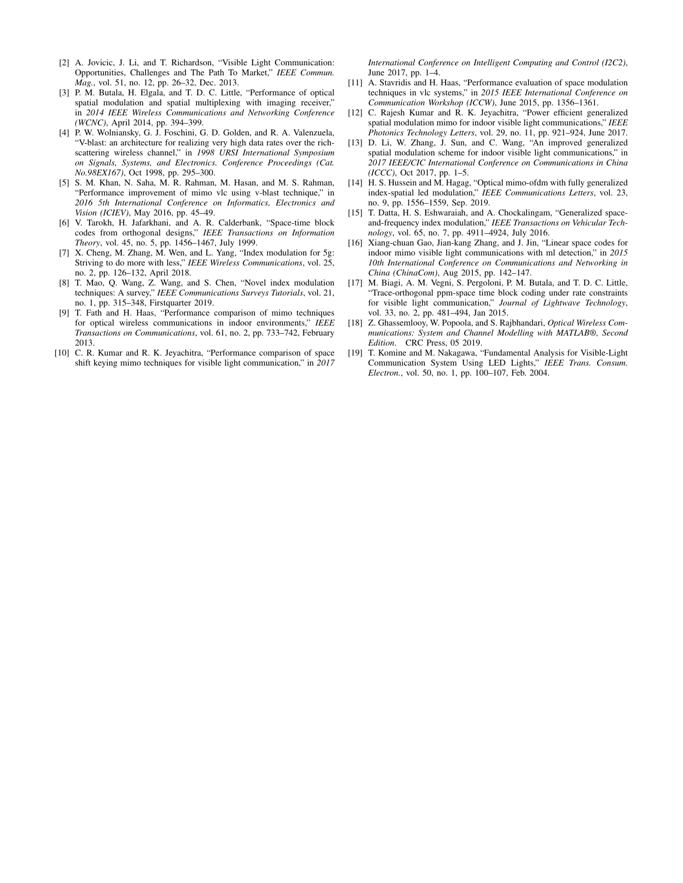[2] A. Jovicic, J. Li, and T. Richardson, "Visible Light Communication: Opportunities, Challenges and The Path To Market," *IEEE Commun. Mag.*, vol. 51, no. 12, pp. 26–32, Dec. 2013.

[3] P. M. Butala, H. Elgala, and T. D. C. Little, "Performance of optical spatial modulation and spatial multiplexing with imaging receiver," in *2014 IEEE Wireless Communications and Networking Conference (WCNC)*, April 2014, pp. 394–399.

[4] P. W. Wolniansky, G. J. Foschini, G. D. Golden, and R. A. Valenzuela, "V-blast: an architecture for realizing very high data rates over the rich-scattering wireless channel," in *1998 URSI International Symposium on Signals, Systems, and Electronics. Conference Proceedings (Cat. No.98EX167)*, Oct 1998, pp. 295–300.

[5] S. M. Khan, N. Saha, M. R. Rahman, M. Hasan, and M. S. Rahman, "Performance improvement of mimo vlc using v-blast technique," in *2016 5th International Conference on Informatics, Electronics and Vision (ICIEV)*, May 2016, pp. 45–49.

[6] V. Tarokh, H. Jafarkhani, and A. R. Calderbank, "Space-time block codes from orthogonal designs," *IEEE Transactions on Information Theory*, vol. 45, no. 5, pp. 1456–1467, July 1999.

[7] X. Cheng, M. Zhang, M. Wen, and L. Yang, "Index modulation for 5g: Striving to do more with less," *IEEE Wireless Communications*, vol. 25, no. 2, pp. 126–132, April 2018.

[8] T. Mao, Q. Wang, Z. Wang, and S. Chen, "Novel index modulation techniques: A survey," *IEEE Communications Surveys Tutorials*, vol. 21, no. 1, pp. 315–348, Firstquarter 2019.

[9] T. Fath and H. Haas, "Performance comparison of mimo techniques for optical wireless communications in indoor environments," *IEEE Transactions on Communications*, vol. 61, no. 2, pp. 733–742, February 2013.

[10] C. R. Kumar and R. K. Jeyachitra, "Performance comparison of space shift keying mimo techniques for visible light communication," in *2017 International Conference on Intelligent Computing and Control (I2C2)*, June 2017, pp. 1–4.

[11] A. Stavridis and H. Haas, "Performance evaluation of space modulation techniques in vlc systems," in *2015 IEEE International Conference on Communication Workshop (ICCW)*, June 2015, pp. 1356–1361.

[12] C. Rajesh Kumar and R. K. Jeyachitra, "Power efficient generalized spatial modulation mimo for indoor visible light communications," *IEEE Photonics Technology Letters*, vol. 29, no. 11, pp. 921–924, June 2017.

[13] D. Li, W. Zhang, J. Sun, and C. Wang, "An improved generalized spatial modulation scheme for indoor visible light communications," in *2017 IEEE/CIC International Conference on Communications in China (ICCC)*, Oct 2017, pp. 1–5.

[14] H. S. Hussein and M. Hagag, "Optical mimo-ofdm with fully generalized index-spatial led modulation," *IEEE Communications Letters*, vol. 23, no. 9, pp. 1556–1559, Sep. 2019.

[15] T. Datta, H. S. Eshwaraiah, and A. Chockalingam, "Generalized space-and-frequency index modulation," *IEEE Transactions on Vehicular Technology*, vol. 65, no. 7, pp. 4911–4924, July 2016.

[16] Xiang-chuan Gao, Jian-kang Zhang, and J. Jin, "Linear space codes for indoor mimo visible light communications with ml detection," in *2015 10th International Conference on Communications and Networking in China (ChinaCom)*, Aug 2015, pp. 142–147.

[17] M. Biagi, A. M. Vegni, S. Pergoloni, P. M. Butala, and T. D. C. Little, "Trace-orthogonal ppm-space time block coding under rate constraints for visible light communication," *Journal of Lightwave Technology*, vol. 33, no. 2, pp. 481–494, Jan 2015.

[18] Z. Ghassemlooy, W. Popoola, and S. Rajbhandari, *Optical Wireless Communications: System and Channel Modelling with MATLAB®, Second Edition*. CRC Press, 05 2019.

[19] T. Komine and M. Nakagawa, "Fundamental Analysis for Visible-Light Communication System Using LED Lights," *IEEE Trans. Consum. Electron.*, vol. 50, no. 1, pp. 100–107, Feb. 2004.